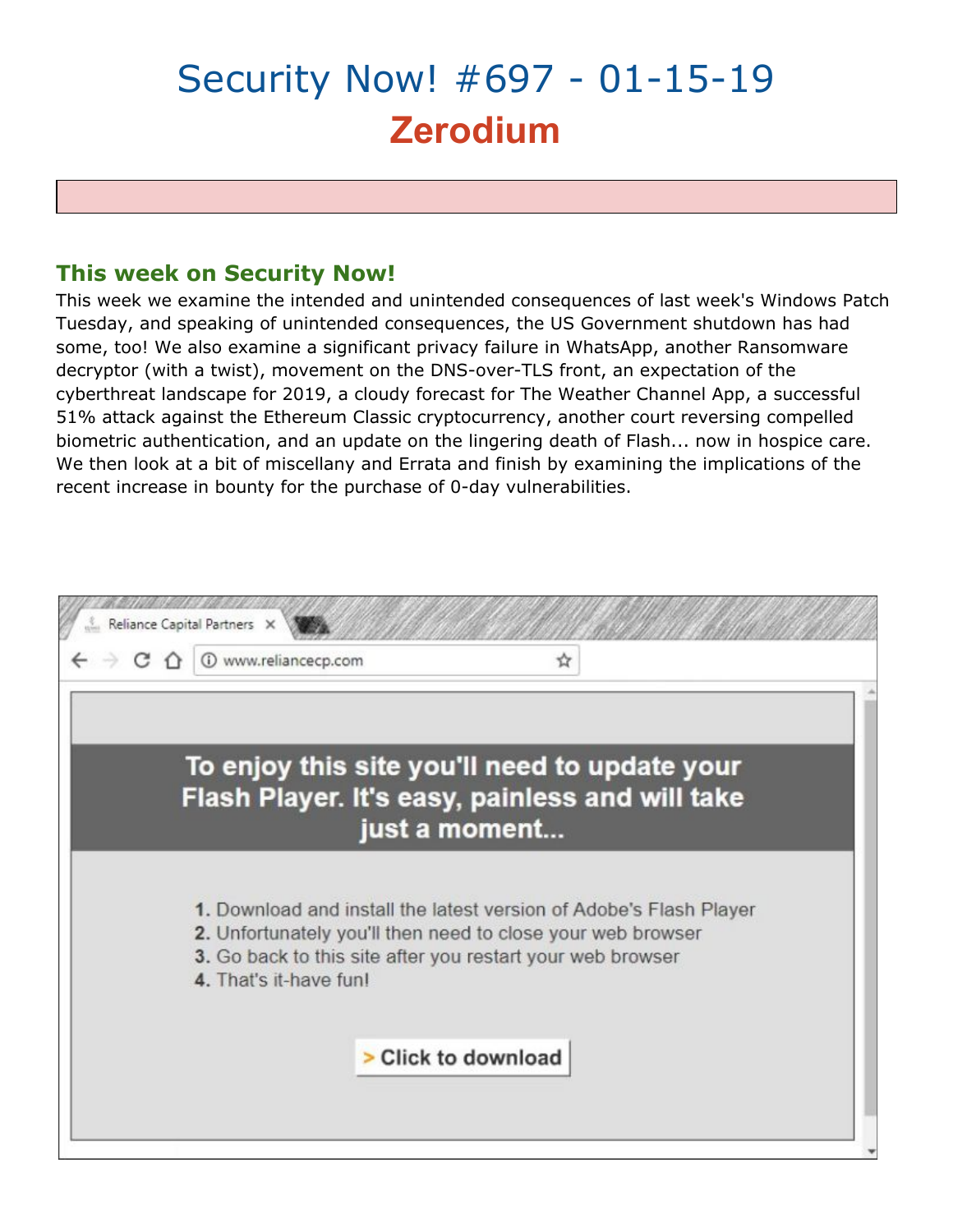# Security Now! #697 - 01-15-19
## Zerodium

### This week on Security Now!

This week we examine the intended and unintended consequences of last week's Windows Patch Tuesday, and speaking of unintended consequences, the US Government shutdown has had some, too! We also examine a significant privacy failure in WhatsApp, another Ransomware decryptor (with a twist), movement on the DNS-over-TLS front, an expectation of the cyberthreat landscape for 2019, a cloudy forecast for The Weather Channel App, a successful 51% attack against the Ethereum Classic cryptocurrency, another court reversing compelled biometric authentication, and an update on the lingering death of Flash... now in hospice care. We then look at a bit of miscellany and Errata and finish by examining the implications of the recent increase in bounty for the purchase of 0-day vulnerabilities.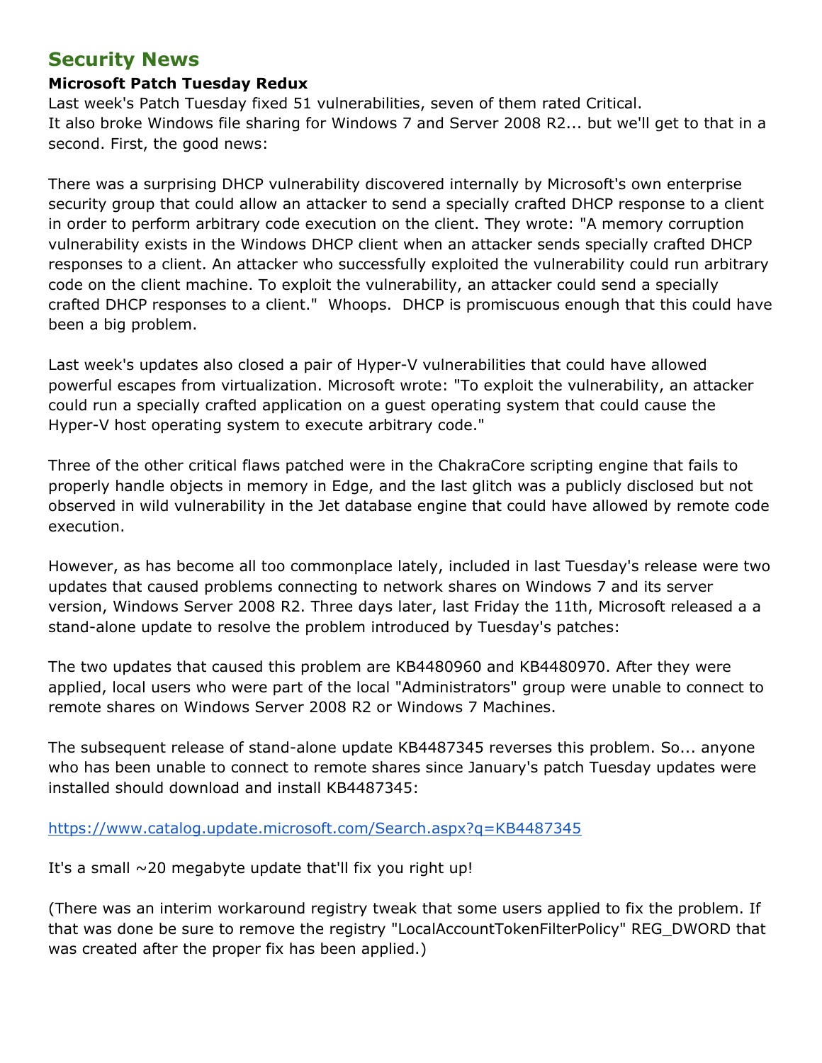# Security News

**Microsoft Patch Tuesday Redux**

Last week's Patch Tuesday fixed 51 vulnerabilities, seven of them rated Critical.
It also broke Windows file sharing for Windows 7 and Server 2008 R2... but we'll get to that in a second. First, the good news:

There was a surprising DHCP vulnerability discovered internally by Microsoft's own enterprise security group that could allow an attacker to send a specially crafted DHCP response to a client in order to perform arbitrary code execution on the client. They wrote: "A memory corruption vulnerability exists in the Windows DHCP client when an attacker sends specially crafted DHCP responses to a client. An attacker who successfully exploited the vulnerability could run arbitrary code on the client machine. To exploit the vulnerability, an attacker could send a specially crafted DHCP responses to a client."  Whoops.  DHCP is promiscuous enough that this could have been a big problem.

Last week's updates also closed a pair of Hyper-V vulnerabilities that could have allowed powerful escapes from virtualization. Microsoft wrote: "To exploit the vulnerability, an attacker could run a specially crafted application on a guest operating system that could cause the Hyper-V host operating system to execute arbitrary code."

Three of the other critical flaws patched were in the ChakraCore scripting engine that fails to properly handle objects in memory in Edge, and the last glitch was a publicly disclosed but not observed in wild vulnerability in the Jet database engine that could have allowed by remote code execution.

However, as has become all too commonplace lately, included in last Tuesday's release were two updates that caused problems connecting to network shares on Windows 7 and its server version, Windows Server 2008 R2. Three days later, last Friday the 11th, Microsoft released a a stand-alone update to resolve the problem introduced by Tuesday's patches:

The two updates that caused this problem are KB4480960 and KB4480970. After they were applied, local users who were part of the local "Administrators" group were unable to connect to remote shares on Windows Server 2008 R2 or Windows 7 Machines.

The subsequent release of stand-alone update KB4487345 reverses this problem. So... anyone who has been unable to connect to remote shares since January's patch Tuesday updates were installed should download and install KB4487345:

https://www.catalog.update.microsoft.com/Search.aspx?q=KB4487345

It's a small ~20 megabyte update that'll fix you right up!

(There was an interim workaround registry tweak that some users applied to fix the problem. If that was done be sure to remove the registry "LocalAccountTokenFilterPolicy" REG_DWORD that was created after the proper fix has been applied.)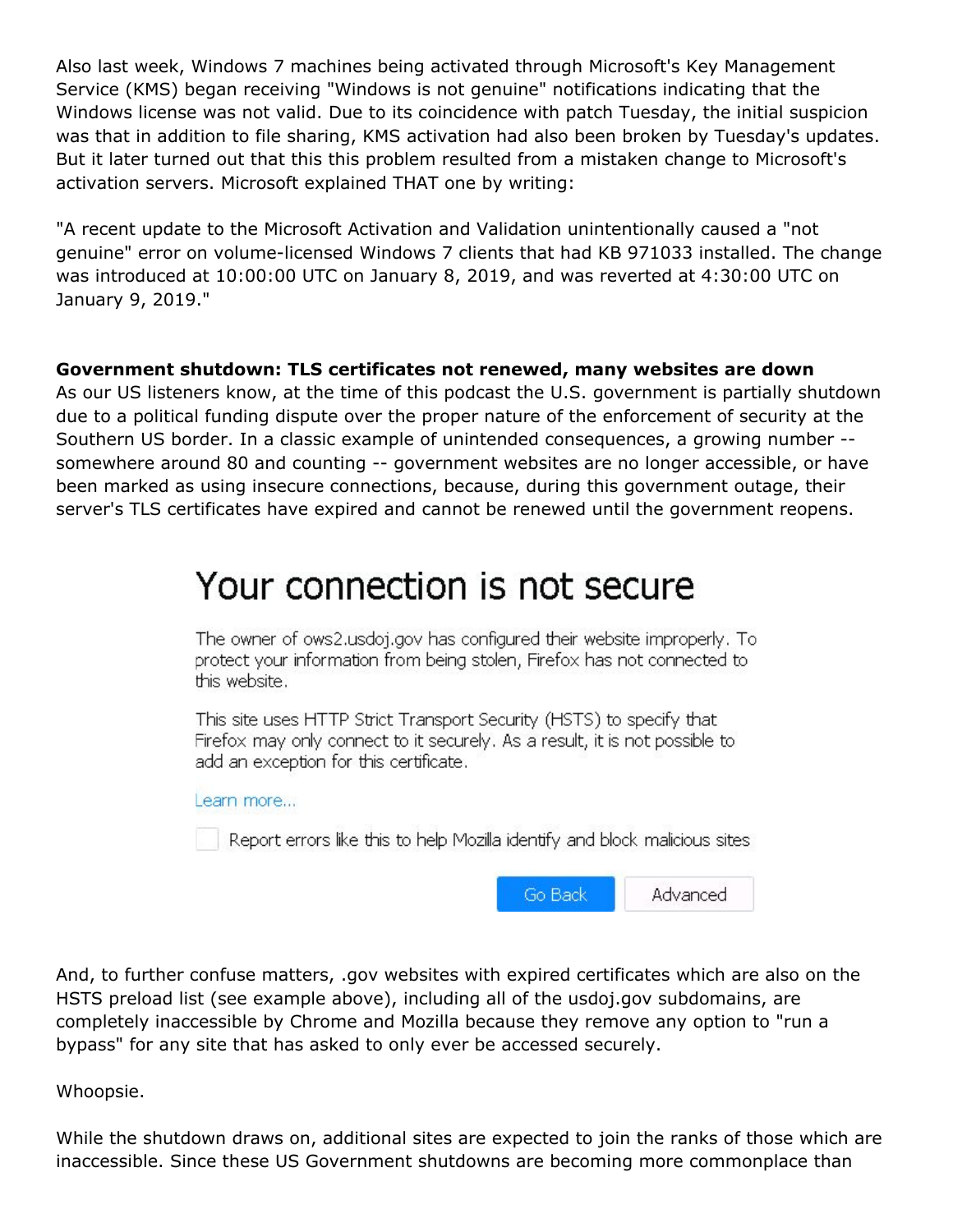Also last week, Windows 7 machines being activated through Microsoft's Key Management Service (KMS) began receiving "Windows is not genuine" notifications indicating that the Windows license was not valid. Due to its coincidence with patch Tuesday, the initial suspicion was that in addition to file sharing, KMS activation had also been broken by Tuesday's updates. But it later turned out that this this problem resulted from a mistaken change to Microsoft's activation servers. Microsoft explained THAT one by writing:

"A recent update to the Microsoft Activation and Validation unintentionally caused a "not genuine" error on volume-licensed Windows 7 clients that had KB 971033 installed. The change was introduced at 10:00:00 UTC on January 8, 2019, and was reverted at 4:30:00 UTC on January 9, 2019."

**Government shutdown: TLS certificates not renewed, many websites are down**
As our US listeners know, at the time of this podcast the U.S. government is partially shutdown due to a political funding dispute over the proper nature of the enforcement of security at the Southern US border. In a classic example of unintended consequences, a growing number -- somewhere around 80 and counting -- government websites are no longer accessible, or have been marked as using insecure connections, because, during this government outage, their server's TLS certificates have expired and cannot be renewed until the government reopens.

> # Your connection is not secure
>
> The owner of ows2.usdoj.gov has configured their website improperly. To protect your information from being stolen, Firefox has not connected to this website.
>
> This site uses HTTP Strict Transport Security (HSTS) to specify that Firefox may only connect to it securely. As a result, it is not possible to add an exception for this certificate.
>
> Learn more...
>
> Report errors like this to help Mozilla identify and block malicious sites
>
> Go Back | Advanced

And, to further confuse matters, .gov websites with expired certificates which are also on the HSTS preload list (see example above), including all of the usdoj.gov subdomains, are completely inaccessible by Chrome and Mozilla because they remove any option to "run a bypass" for any site that has asked to only ever be accessed securely.

Whoopsie.

While the shutdown draws on, additional sites are expected to join the ranks of those which are inaccessible. Since these US Government shutdowns are becoming more commonplace than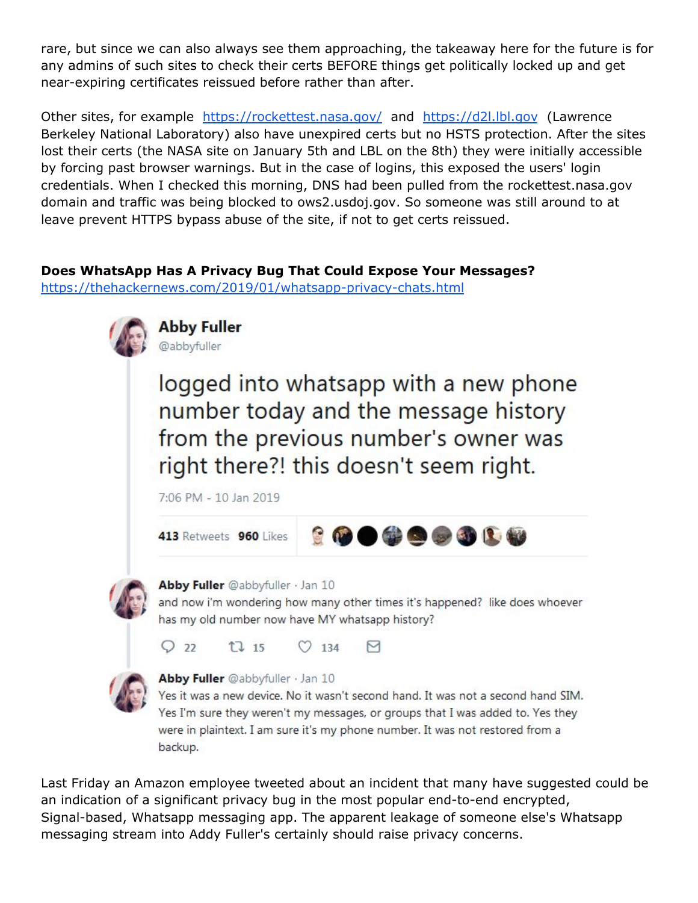rare, but since we can also always see them approaching, the takeaway here for the future is for any admins of such sites to check their certs BEFORE things get politically locked up and get near-expiring certificates reissued before rather than after.

Other sites, for example [https://rockettest.nasa.gov/](https://rockettest.nasa.gov/) and [https://d2l.lbl.gov](https://d2l.lbl.gov) (Lawrence Berkeley National Laboratory) also have unexpired certs but no HSTS protection. After the sites lost their certs (the NASA site on January 5th and LBL on the 8th) they were initially accessible by forcing past browser warnings. But in the case of logins, this exposed the users' login credentials. When I checked this morning, DNS had been pulled from the rockettest.nasa.gov domain and traffic was being blocked to ows2.usdoj.gov. So someone was still around to at leave prevent HTTPS bypass abuse of the site, if not to get certs reissued.

**Does WhatsApp Has A Privacy Bug That Could Expose Your Messages?**
[https://thehackernews.com/2019/01/whatsapp-privacy-chats.html](https://thehackernews.com/2019/01/whatsapp-privacy-chats.html)

**Abby Fuller**
@abbyfuller

logged into whatsapp with a new phone number today and the message history from the previous number's owner was right there?! this doesn't seem right.

7:06 PM - 10 Jan 2019

413 Retweets 960 Likes

**Abby Fuller** @abbyfuller · Jan 10
and now i'm wondering how many other times it's happened? like does whoever has my old number now have MY whatsapp history?

22 15 134

**Abby Fuller** @abbyfuller · Jan 10
Yes it was a new device. No it wasn't second hand. It was not a second hand SIM. Yes I'm sure they weren't my messages, or groups that I was added to. Yes they were in plaintext. I am sure it's my phone number. It was not restored from a backup.

Last Friday an Amazon employee tweeted about an incident that many have suggested could be an indication of a significant privacy bug in the most popular end-to-end encrypted, Signal-based, Whatsapp messaging app. The apparent leakage of someone else's Whatsapp messaging stream into Addy Fuller's certainly should raise privacy concerns.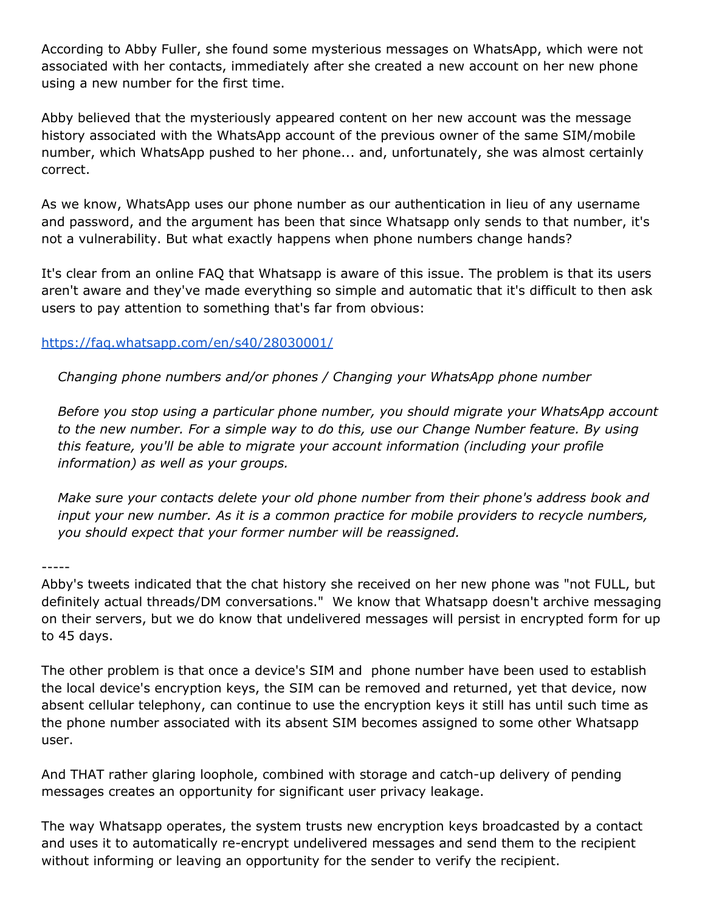According to Abby Fuller, she found some mysterious messages on WhatsApp, which were not associated with her contacts, immediately after she created a new account on her new phone using a new number for the first time.

Abby believed that the mysteriously appeared content on her new account was the message history associated with the WhatsApp account of the previous owner of the same SIM/mobile number, which WhatsApp pushed to her phone... and, unfortunately, she was almost certainly correct.

As we know, WhatsApp uses our phone number as our authentication in lieu of any username and password, and the argument has been that since Whatsapp only sends to that number, it's not a vulnerability. But what exactly happens when phone numbers change hands?

It's clear from an online FAQ that Whatsapp is aware of this issue. The problem is that its users aren't aware and they've made everything so simple and automatic that it's difficult to then ask users to pay attention to something that's far from obvious:

https://faq.whatsapp.com/en/s40/28030001/

> *Changing phone numbers and/or phones / Changing your WhatsApp phone number*
>
> *Before you stop using a particular phone number, you should migrate your WhatsApp account to the new number. For a simple way to do this, use our Change Number feature. By using this feature, you'll be able to migrate your account information (including your profile information) as well as your groups.*
>
> *Make sure your contacts delete your old phone number from their phone's address book and input your new number. As it is a common practice for mobile providers to recycle numbers, you should expect that your former number will be reassigned.*

-----

Abby's tweets indicated that the chat history she received on her new phone was "not FULL, but definitely actual threads/DM conversations." We know that Whatsapp doesn't archive messaging on their servers, but we do know that undelivered messages will persist in encrypted form for up to 45 days.

The other problem is that once a device's SIM and phone number have been used to establish the local device's encryption keys, the SIM can be removed and returned, yet that device, now absent cellular telephony, can continue to use the encryption keys it still has until such time as the phone number associated with its absent SIM becomes assigned to some other Whatsapp user.

And THAT rather glaring loophole, combined with storage and catch-up delivery of pending messages creates an opportunity for significant user privacy leakage.

The way Whatsapp operates, the system trusts new encryption keys broadcasted by a contact and uses it to automatically re-encrypt undelivered messages and send them to the recipient without informing or leaving an opportunity for the sender to verify the recipient.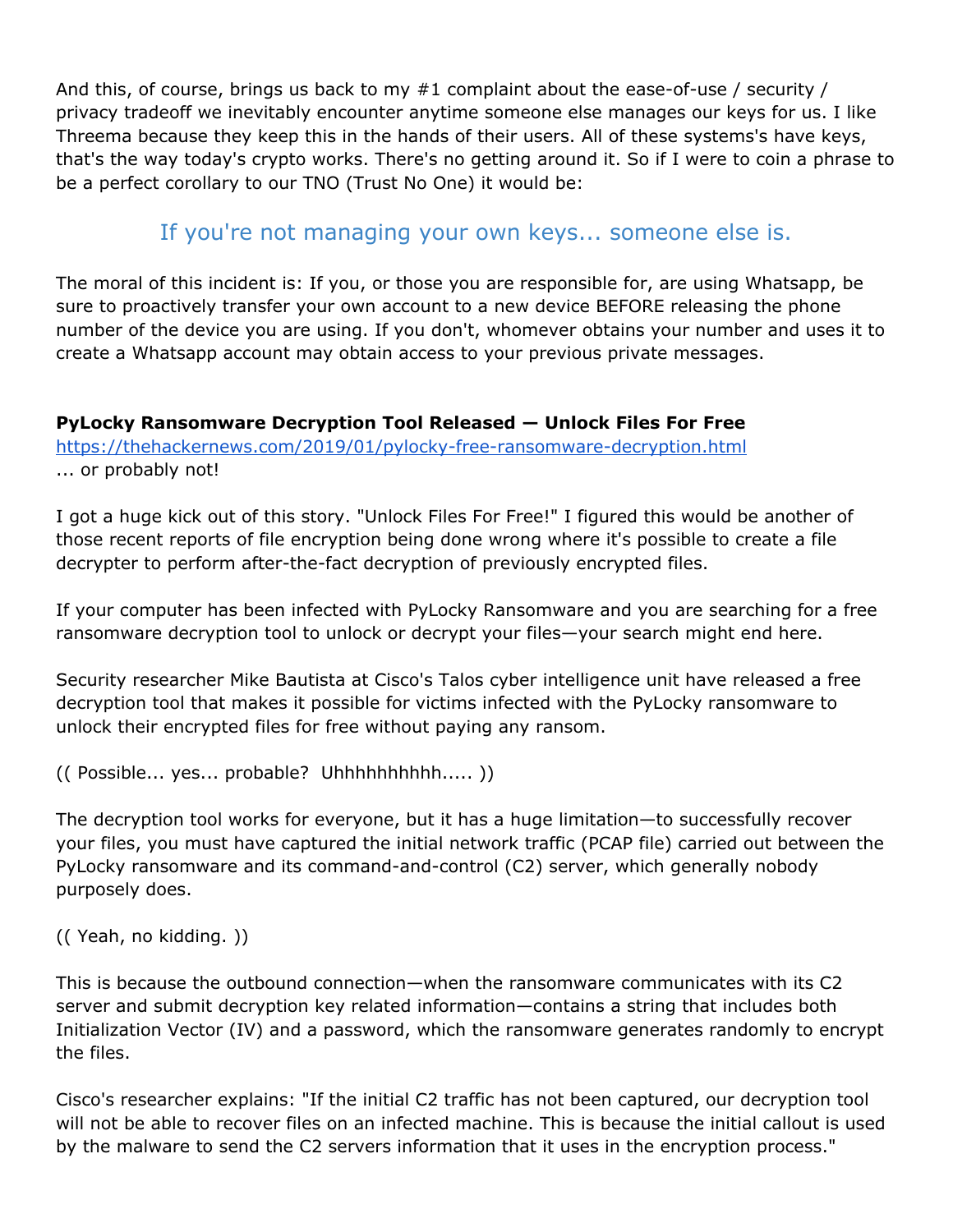And this, of course, brings us back to my #1 complaint about the ease-of-use / security / privacy tradeoff we inevitably encounter anytime someone else manages our keys for us. I like Threema because they keep this in the hands of their users. All of these systems's have keys, that's the way today's crypto works. There's no getting around it. So if I were to coin a phrase to be a perfect corollary to our TNO (Trust No One) it would be:

If you're not managing your own keys... someone else is.

The moral of this incident is: If you, or those you are responsible for, are using Whatsapp, be sure to proactively transfer your own account to a new device BEFORE releasing the phone number of the device you are using. If you don't, whomever obtains your number and uses it to create a Whatsapp account may obtain access to your previous private messages.

**PyLocky Ransomware Decryption Tool Released — Unlock Files For Free**
https://thehackernews.com/2019/01/pylocky-free-ransomware-decryption.html
... or probably not!

I got a huge kick out of this story. "Unlock Files For Free!" I figured this would be another of those recent reports of file encryption being done wrong where it's possible to create a file decrypter to perform after-the-fact decryption of previously encrypted files.

If your computer has been infected with PyLocky Ransomware and you are searching for a free ransomware decryption tool to unlock or decrypt your files—your search might end here.

Security researcher Mike Bautista at Cisco's Talos cyber intelligence unit have released a free decryption tool that makes it possible for victims infected with the PyLocky ransomware to unlock their encrypted files for free without paying any ransom.

(( Possible... yes... probable? Uhhhhhhhhhh..... ))

The decryption tool works for everyone, but it has a huge limitation—to successfully recover your files, you must have captured the initial network traffic (PCAP file) carried out between the PyLocky ransomware and its command-and-control (C2) server, which generally nobody purposely does.

(( Yeah, no kidding. ))

This is because the outbound connection—when the ransomware communicates with its C2 server and submit decryption key related information—contains a string that includes both Initialization Vector (IV) and a password, which the ransomware generates randomly to encrypt the files.

Cisco's researcher explains: "If the initial C2 traffic has not been captured, our decryption tool will not be able to recover files on an infected machine. This is because the initial callout is used by the malware to send the C2 servers information that it uses in the encryption process."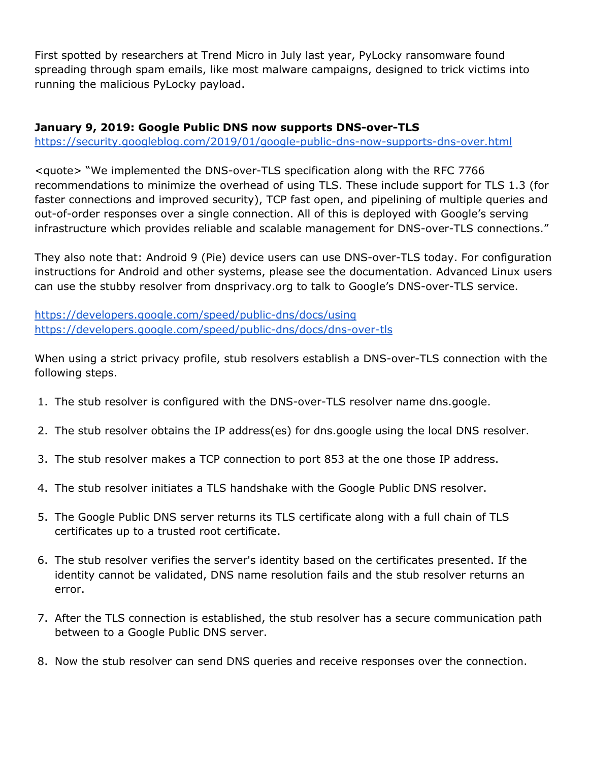First spotted by researchers at Trend Micro in July last year, PyLocky ransomware found spreading through spam emails, like most malware campaigns, designed to trick victims into running the malicious PyLocky payload.

**January 9, 2019: Google Public DNS now supports DNS-over-TLS**
https://security.googleblog.com/2019/01/google-public-dns-now-supports-dns-over.html

<quote> “We implemented the DNS-over-TLS specification along with the RFC 7766 recommendations to minimize the overhead of using TLS. These include support for TLS 1.3 (for faster connections and improved security), TCP fast open, and pipelining of multiple queries and out-of-order responses over a single connection. All of this is deployed with Google’s serving infrastructure which provides reliable and scalable management for DNS-over-TLS connections.”

They also note that: Android 9 (Pie) device users can use DNS-over-TLS today. For configuration instructions for Android and other systems, please see the documentation. Advanced Linux users can use the stubby resolver from dnsprivacy.org to talk to Google’s DNS-over-TLS service.

https://developers.google.com/speed/public-dns/docs/using
https://developers.google.com/speed/public-dns/docs/dns-over-tls

When using a strict privacy profile, stub resolvers establish a DNS-over-TLS connection with the following steps.

1. The stub resolver is configured with the DNS-over-TLS resolver name dns.google.
2. The stub resolver obtains the IP address(es) for dns.google using the local DNS resolver.
3. The stub resolver makes a TCP connection to port 853 at the one those IP address.
4. The stub resolver initiates a TLS handshake with the Google Public DNS resolver.
5. The Google Public DNS server returns its TLS certificate along with a full chain of TLS certificates up to a trusted root certificate.
6. The stub resolver verifies the server's identity based on the certificates presented. If the identity cannot be validated, DNS name resolution fails and the stub resolver returns an error.
7. After the TLS connection is established, the stub resolver has a secure communication path between to a Google Public DNS server.
8. Now the stub resolver can send DNS queries and receive responses over the connection.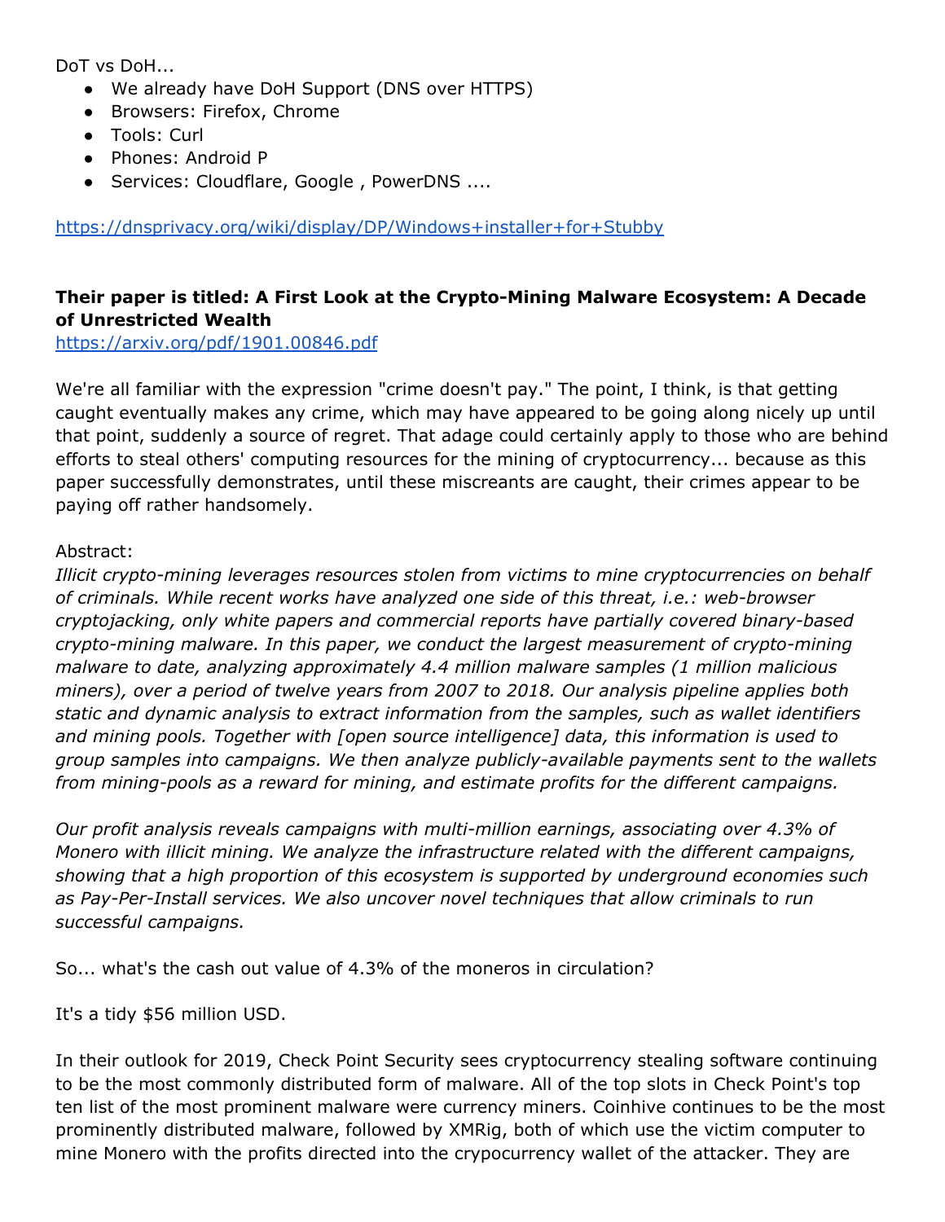DoT vs DoH...

- We already have DoH Support (DNS over HTTPS)
- Browsers: Firefox, Chrome
- Tools: Curl
- Phones: Android P
- Services: Cloudflare, Google , PowerDNS ....

https://dnsprivacy.org/wiki/display/DP/Windows+installer+for+Stubby

**Their paper is titled: A First Look at the Crypto-Mining Malware Ecosystem: A Decade of Unrestricted Wealth**
https://arxiv.org/pdf/1901.00846.pdf

We're all familiar with the expression "crime doesn't pay." The point, I think, is that getting caught eventually makes any crime, which may have appeared to be going along nicely up until that point, suddenly a source of regret. That adage could certainly apply to those who are behind efforts to steal others' computing resources for the mining of cryptocurrency... because as this paper successfully demonstrates, until these miscreants are caught, their crimes appear to be paying off rather handsomely.

Abstract:
*Illicit crypto-mining leverages resources stolen from victims to mine cryptocurrencies on behalf of criminals. While recent works have analyzed one side of this threat, i.e.: web-browser cryptojacking, only white papers and commercial reports have partially covered binary-based crypto-mining malware. In this paper, we conduct the largest measurement of crypto-mining malware to date, analyzing approximately 4.4 million malware samples (1 million malicious miners), over a period of twelve years from 2007 to 2018. Our analysis pipeline applies both static and dynamic analysis to extract information from the samples, such as wallet identifiers and mining pools. Together with [open source intelligence] data, this information is used to group samples into campaigns. We then analyze publicly-available payments sent to the wallets from mining-pools as a reward for mining, and estimate profits for the different campaigns.*

*Our profit analysis reveals campaigns with multi-million earnings, associating over 4.3% of Monero with illicit mining. We analyze the infrastructure related with the different campaigns, showing that a high proportion of this ecosystem is supported by underground economies such as Pay-Per-Install services. We also uncover novel techniques that allow criminals to run successful campaigns.*

So... what's the cash out value of 4.3% of the moneros in circulation?

It's a tidy $56 million USD.

In their outlook for 2019, Check Point Security sees cryptocurrency stealing software continuing to be the most commonly distributed form of malware. All of the top slots in Check Point's top ten list of the most prominent malware were currency miners. Coinhive continues to be the most prominently distributed malware, followed by XMRig, both of which use the victim computer to mine Monero with the profits directed into the crypocurrency wallet of the attacker. They are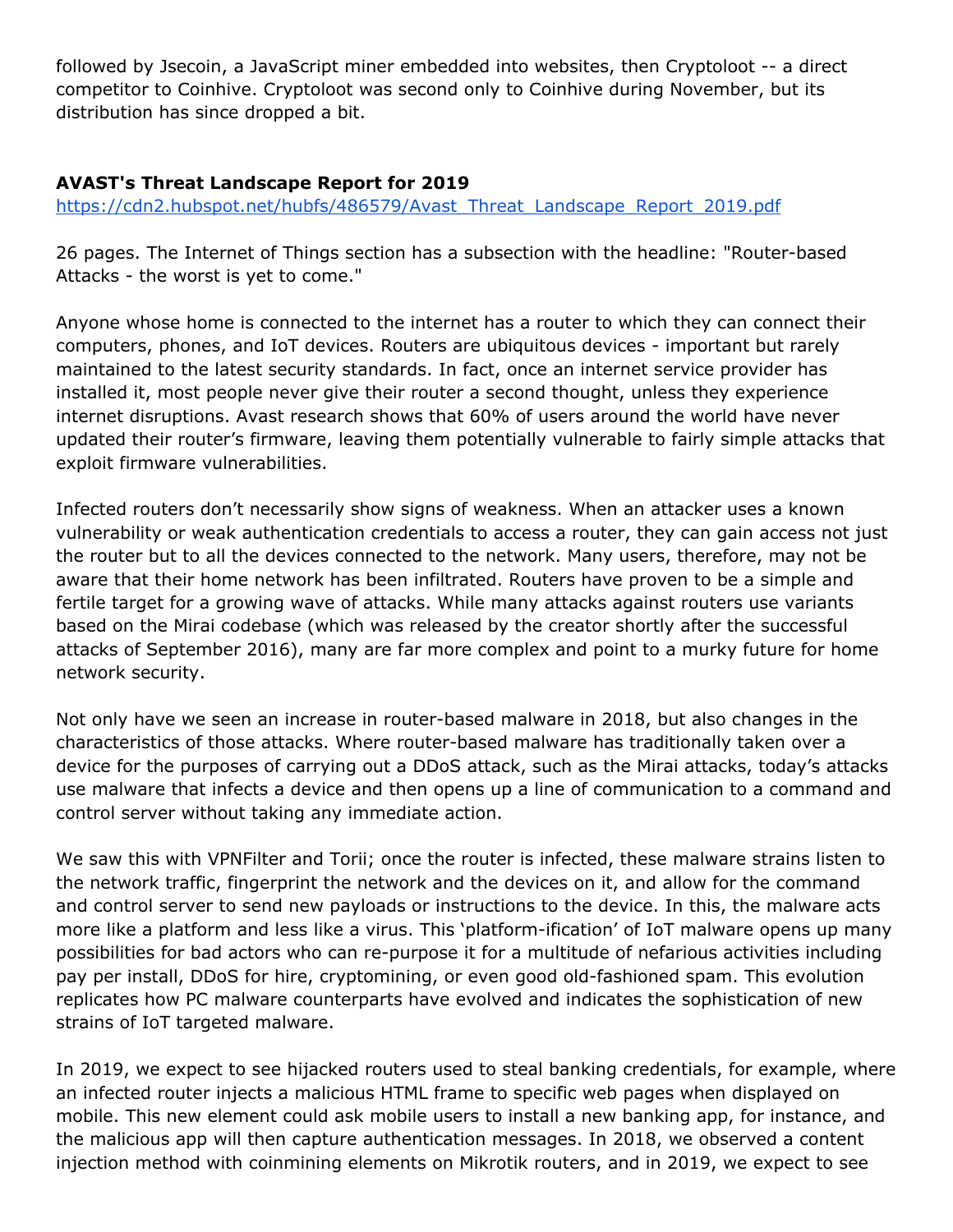followed by Jsecoin, a JavaScript miner embedded into websites, then Cryptoloot -- a direct competitor to Coinhive. Cryptoloot was second only to Coinhive during November, but its distribution has since dropped a bit.

**AVAST's Threat Landscape Report for 2019**
https://cdn2.hubspot.net/hubfs/486579/Avast_Threat_Landscape_Report_2019.pdf

26 pages. The Internet of Things section has a subsection with the headline: "Router-based Attacks - the worst is yet to come."

Anyone whose home is connected to the internet has a router to which they can connect their computers, phones, and IoT devices. Routers are ubiquitous devices - important but rarely maintained to the latest security standards. In fact, once an internet service provider has installed it, most people never give their router a second thought, unless they experience internet disruptions. Avast research shows that 60% of users around the world have never updated their router's firmware, leaving them potentially vulnerable to fairly simple attacks that exploit firmware vulnerabilities.

Infected routers don't necessarily show signs of weakness. When an attacker uses a known vulnerability or weak authentication credentials to access a router, they can gain access not just the router but to all the devices connected to the network. Many users, therefore, may not be aware that their home network has been infiltrated. Routers have proven to be a simple and fertile target for a growing wave of attacks. While many attacks against routers use variants based on the Mirai codebase (which was released by the creator shortly after the successful attacks of September 2016), many are far more complex and point to a murky future for home network security.

Not only have we seen an increase in router-based malware in 2018, but also changes in the characteristics of those attacks. Where router-based malware has traditionally taken over a device for the purposes of carrying out a DDoS attack, such as the Mirai attacks, today's attacks use malware that infects a device and then opens up a line of communication to a command and control server without taking any immediate action.

We saw this with VPNFilter and Torii; once the router is infected, these malware strains listen to the network traffic, fingerprint the network and the devices on it, and allow for the command and control server to send new payloads or instructions to the device. In this, the malware acts more like a platform and less like a virus. This 'platform-ification' of IoT malware opens up many possibilities for bad actors who can re-purpose it for a multitude of nefarious activities including pay per install, DDoS for hire, cryptomining, or even good old-fashioned spam. This evolution replicates how PC malware counterparts have evolved and indicates the sophistication of new strains of IoT targeted malware.

In 2019, we expect to see hijacked routers used to steal banking credentials, for example, where an infected router injects a malicious HTML frame to specific web pages when displayed on mobile. This new element could ask mobile users to install a new banking app, for instance, and the malicious app will then capture authentication messages. In 2018, we observed a content injection method with coinmining elements on Mikrotik routers, and in 2019, we expect to see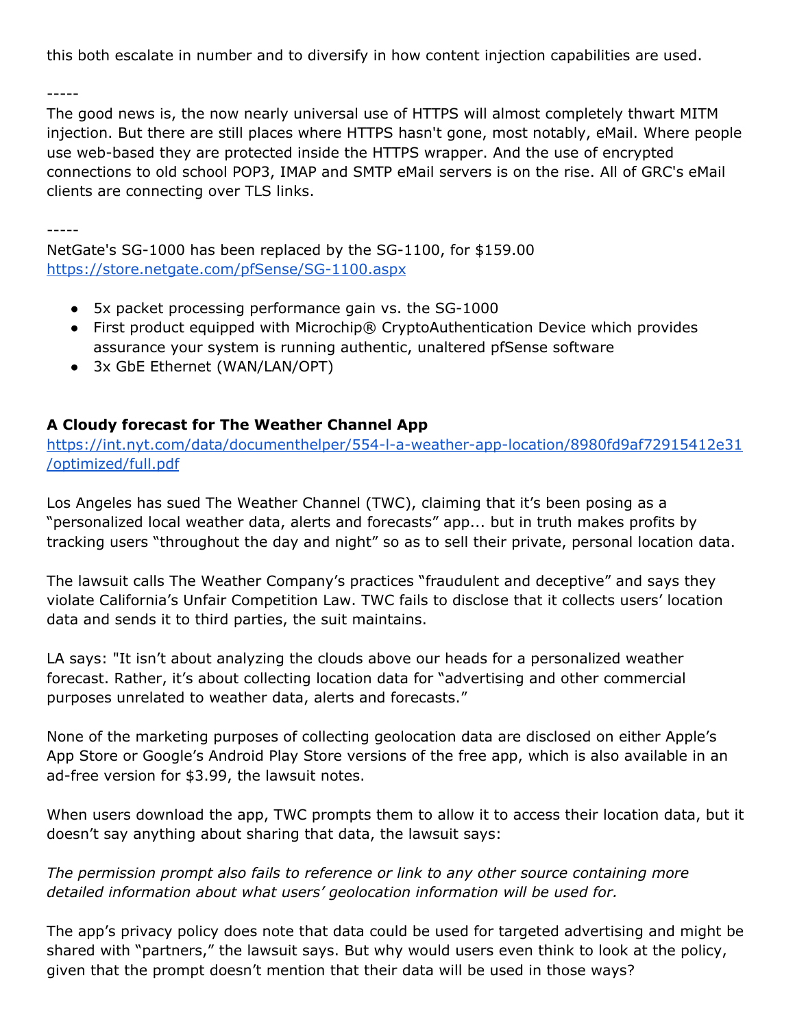this both escalate in number and to diversify in how content injection capabilities are used.

-----

The good news is, the now nearly universal use of HTTPS will almost completely thwart MITM injection. But there are still places where HTTPS hasn't gone, most notably, eMail. Where people use web-based they are protected inside the HTTPS wrapper. And the use of encrypted connections to old school POP3, IMAP and SMTP eMail servers is on the rise. All of GRC's eMail clients are connecting over TLS links.

-----

NetGate's SG-1000 has been replaced by the SG-1100, for $159.00
https://store.netgate.com/pfSense/SG-1100.aspx

- 5x packet processing performance gain vs. the SG-1000
- First product equipped with Microchip® CryptoAuthentication Device which provides assurance your system is running authentic, unaltered pfSense software
- 3x GbE Ethernet (WAN/LAN/OPT)

**A Cloudy forecast for The Weather Channel App**
https://int.nyt.com/data/documenthelper/554-l-a-weather-app-location/8980fd9af72915412e31/optimized/full.pdf

Los Angeles has sued The Weather Channel (TWC), claiming that it's been posing as a "personalized local weather data, alerts and forecasts" app... but in truth makes profits by tracking users "throughout the day and night" so as to sell their private, personal location data.

The lawsuit calls The Weather Company's practices "fraudulent and deceptive" and says they violate California's Unfair Competition Law. TWC fails to disclose that it collects users' location data and sends it to third parties, the suit maintains.

LA says: "It isn't about analyzing the clouds above our heads for a personalized weather forecast. Rather, it's about collecting location data for "advertising and other commercial purposes unrelated to weather data, alerts and forecasts."

None of the marketing purposes of collecting geolocation data are disclosed on either Apple's App Store or Google's Android Play Store versions of the free app, which is also available in an ad-free version for $3.99, the lawsuit notes.

When users download the app, TWC prompts them to allow it to access their location data, but it doesn't say anything about sharing that data, the lawsuit says:

*The permission prompt also fails to reference or link to any other source containing more detailed information about what users' geolocation information will be used for.*

The app's privacy policy does note that data could be used for targeted advertising and might be shared with "partners," the lawsuit says. But why would users even think to look at the policy, given that the prompt doesn't mention that their data will be used in those ways?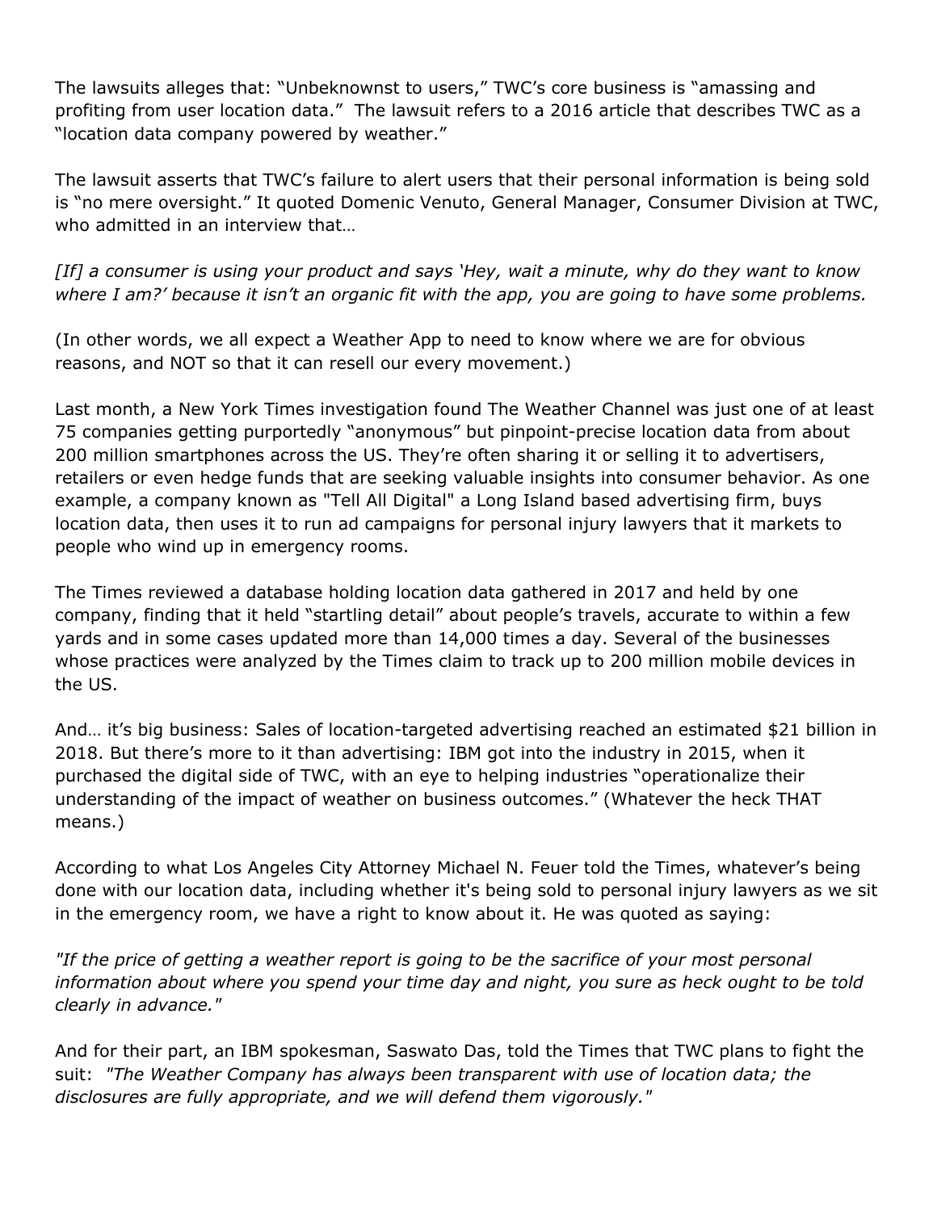The lawsuits alleges that: “Unbeknownst to users,” TWC’s core business is “amassing and profiting from user location data.” The lawsuit refers to a 2016 article that describes TWC as a “location data company powered by weather.”

The lawsuit asserts that TWC’s failure to alert users that their personal information is being sold is “no mere oversight.” It quoted Domenic Venuto, General Manager, Consumer Division at TWC, who admitted in an interview that…

*[If] a consumer is using your product and says ‘Hey, wait a minute, why do they want to know where I am?’ because it isn’t an organic fit with the app, you are going to have some problems.*

(In other words, we all expect a Weather App to need to know where we are for obvious reasons, and NOT so that it can resell our every movement.)

Last month, a New York Times investigation found The Weather Channel was just one of at least 75 companies getting purportedly “anonymous” but pinpoint-precise location data from about 200 million smartphones across the US. They’re often sharing it or selling it to advertisers, retailers or even hedge funds that are seeking valuable insights into consumer behavior. As one example, a company known as "Tell All Digital" a Long Island based advertising firm, buys location data, then uses it to run ad campaigns for personal injury lawyers that it markets to people who wind up in emergency rooms.

The Times reviewed a database holding location data gathered in 2017 and held by one company, finding that it held “startling detail” about people’s travels, accurate to within a few yards and in some cases updated more than 14,000 times a day. Several of the businesses whose practices were analyzed by the Times claim to track up to 200 million mobile devices in the US.

And… it’s big business: Sales of location-targeted advertising reached an estimated $21 billion in 2018. But there’s more to it than advertising: IBM got into the industry in 2015, when it purchased the digital side of TWC, with an eye to helping industries “operationalize their understanding of the impact of weather on business outcomes.” (Whatever the heck THAT means.)

According to what Los Angeles City Attorney Michael N. Feuer told the Times, whatever’s being done with our location data, including whether it's being sold to personal injury lawyers as we sit in the emergency room, we have a right to know about it. He was quoted as saying:

*"If the price of getting a weather report is going to be the sacrifice of your most personal information about where you spend your time day and night, you sure as heck ought to be told clearly in advance."*

And for their part, an IBM spokesman, Saswato Das, told the Times that TWC plans to fight the suit: *"The Weather Company has always been transparent with use of location data; the disclosures are fully appropriate, and we will defend them vigorously."*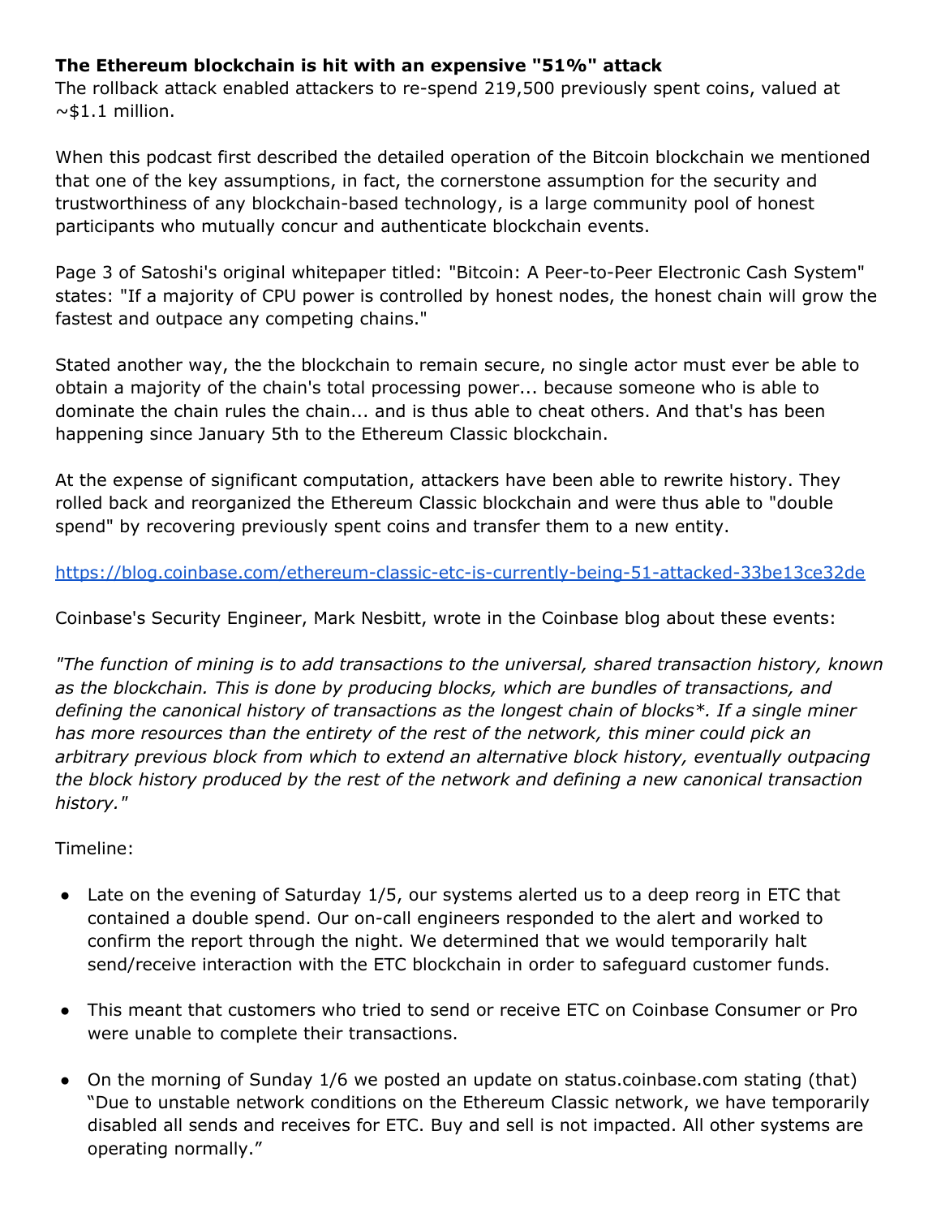**The Ethereum blockchain is hit with an expensive "51%" attack**
The rollback attack enabled attackers to re-spend 219,500 previously spent coins, valued at ~$1.1 million.

When this podcast first described the detailed operation of the Bitcoin blockchain we mentioned that one of the key assumptions, in fact, the cornerstone assumption for the security and trustworthiness of any blockchain-based technology, is a large community pool of honest participants who mutually concur and authenticate blockchain events.

Page 3 of Satoshi's original whitepaper titled: "Bitcoin: A Peer-to-Peer Electronic Cash System" states: "If a majority of CPU power is controlled by honest nodes, the honest chain will grow the fastest and outpace any competing chains."

Stated another way, the the blockchain to remain secure, no single actor must ever be able to obtain a majority of the chain's total processing power... because someone who is able to dominate the chain rules the chain... and is thus able to cheat others. And that's has been happening since January 5th to the Ethereum Classic blockchain.

At the expense of significant computation, attackers have been able to rewrite history. They rolled back and reorganized the Ethereum Classic blockchain and were thus able to "double spend" by recovering previously spent coins and transfer them to a new entity.

https://blog.coinbase.com/ethereum-classic-etc-is-currently-being-51-attacked-33be13ce32de

Coinbase's Security Engineer, Mark Nesbitt, wrote in the Coinbase blog about these events:

*"The function of mining is to add transactions to the universal, shared transaction history, known as the blockchain. This is done by producing blocks, which are bundles of transactions, and defining the canonical history of transactions as the longest chain of blocks*. If a single miner has more resources than the entirety of the rest of the network, this miner could pick an arbitrary previous block from which to extend an alternative block history, eventually outpacing the block history produced by the rest of the network and defining a new canonical transaction history."*

Timeline:

- Late on the evening of Saturday 1/5, our systems alerted us to a deep reorg in ETC that contained a double spend. Our on-call engineers responded to the alert and worked to confirm the report through the night. We determined that we would temporarily halt send/receive interaction with the ETC blockchain in order to safeguard customer funds.
- This meant that customers who tried to send or receive ETC on Coinbase Consumer or Pro were unable to complete their transactions.
- On the morning of Sunday 1/6 we posted an update on status.coinbase.com stating (that) "Due to unstable network conditions on the Ethereum Classic network, we have temporarily disabled all sends and receives for ETC. Buy and sell is not impacted. All other systems are operating normally."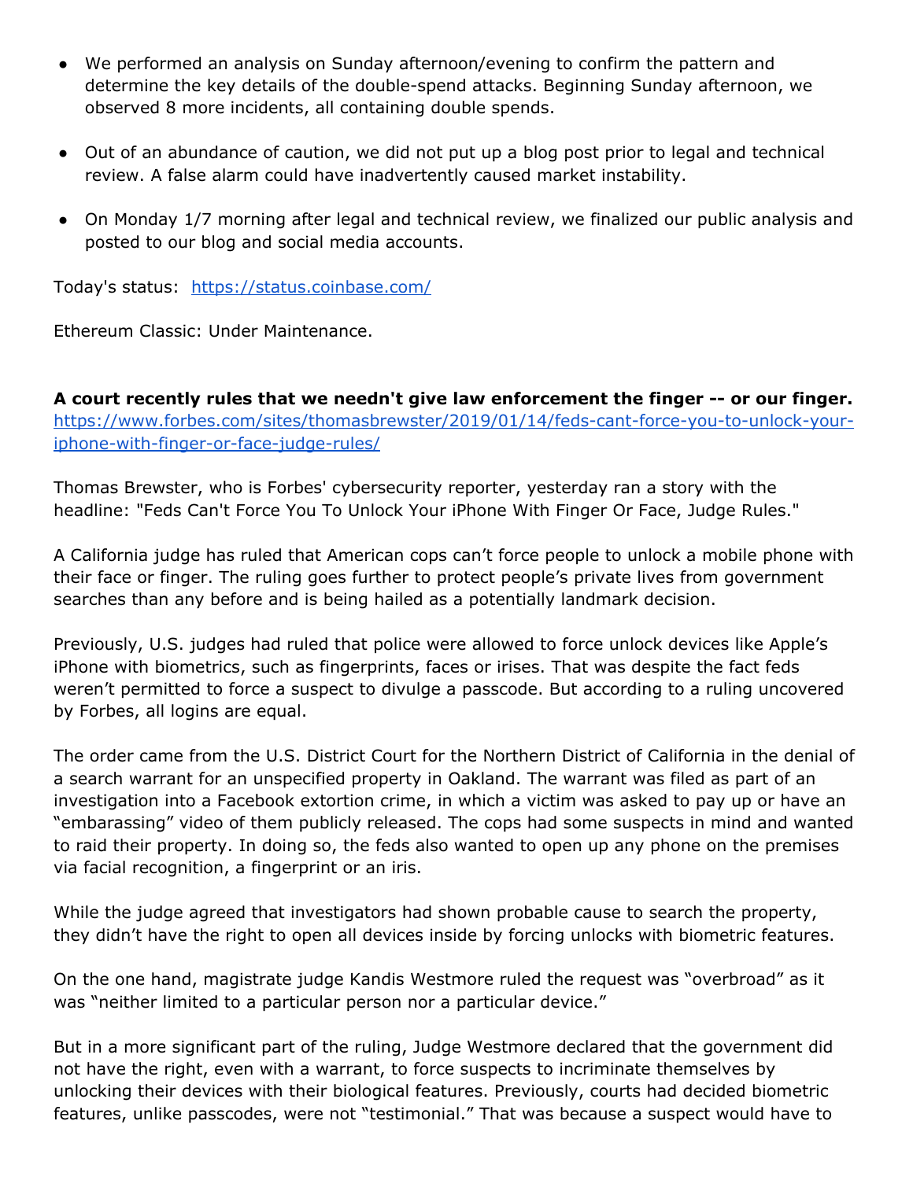- We performed an analysis on Sunday afternoon/evening to confirm the pattern and determine the key details of the double-spend attacks. Beginning Sunday afternoon, we observed 8 more incidents, all containing double spends.

- Out of an abundance of caution, we did not put up a blog post prior to legal and technical review. A false alarm could have inadvertently caused market instability.

- On Monday 1/7 morning after legal and technical review, we finalized our public analysis and posted to our blog and social media accounts.

Today's status: [https://status.coinbase.com/](https://status.coinbase.com/)

Ethereum Classic: Under Maintenance.

**A court recently rules that we needn't give law enforcement the finger -- or our finger.**
[https://www.forbes.com/sites/thomasbrewster/2019/01/14/feds-cant-force-you-to-unlock-your-iphone-with-finger-or-face-judge-rules/](https://www.forbes.com/sites/thomasbrewster/2019/01/14/feds-cant-force-you-to-unlock-your-iphone-with-finger-or-face-judge-rules/)

Thomas Brewster, who is Forbes' cybersecurity reporter, yesterday ran a story with the headline: "Feds Can't Force You To Unlock Your iPhone With Finger Or Face, Judge Rules."

A California judge has ruled that American cops can't force people to unlock a mobile phone with their face or finger. The ruling goes further to protect people's private lives from government searches than any before and is being hailed as a potentially landmark decision.

Previously, U.S. judges had ruled that police were allowed to force unlock devices like Apple's iPhone with biometrics, such as fingerprints, faces or irises. That was despite the fact feds weren't permitted to force a suspect to divulge a passcode. But according to a ruling uncovered by Forbes, all logins are equal.

The order came from the U.S. District Court for the Northern District of California in the denial of a search warrant for an unspecified property in Oakland. The warrant was filed as part of an investigation into a Facebook extortion crime, in which a victim was asked to pay up or have an "embarassing" video of them publicly released. The cops had some suspects in mind and wanted to raid their property. In doing so, the feds also wanted to open up any phone on the premises via facial recognition, a fingerprint or an iris.

While the judge agreed that investigators had shown probable cause to search the property, they didn't have the right to open all devices inside by forcing unlocks with biometric features.

On the one hand, magistrate judge Kandis Westmore ruled the request was "overbroad" as it was "neither limited to a particular person nor a particular device."

But in a more significant part of the ruling, Judge Westmore declared that the government did not have the right, even with a warrant, to force suspects to incriminate themselves by unlocking their devices with their biological features. Previously, courts had decided biometric features, unlike passcodes, were not "testimonial." That was because a suspect would have to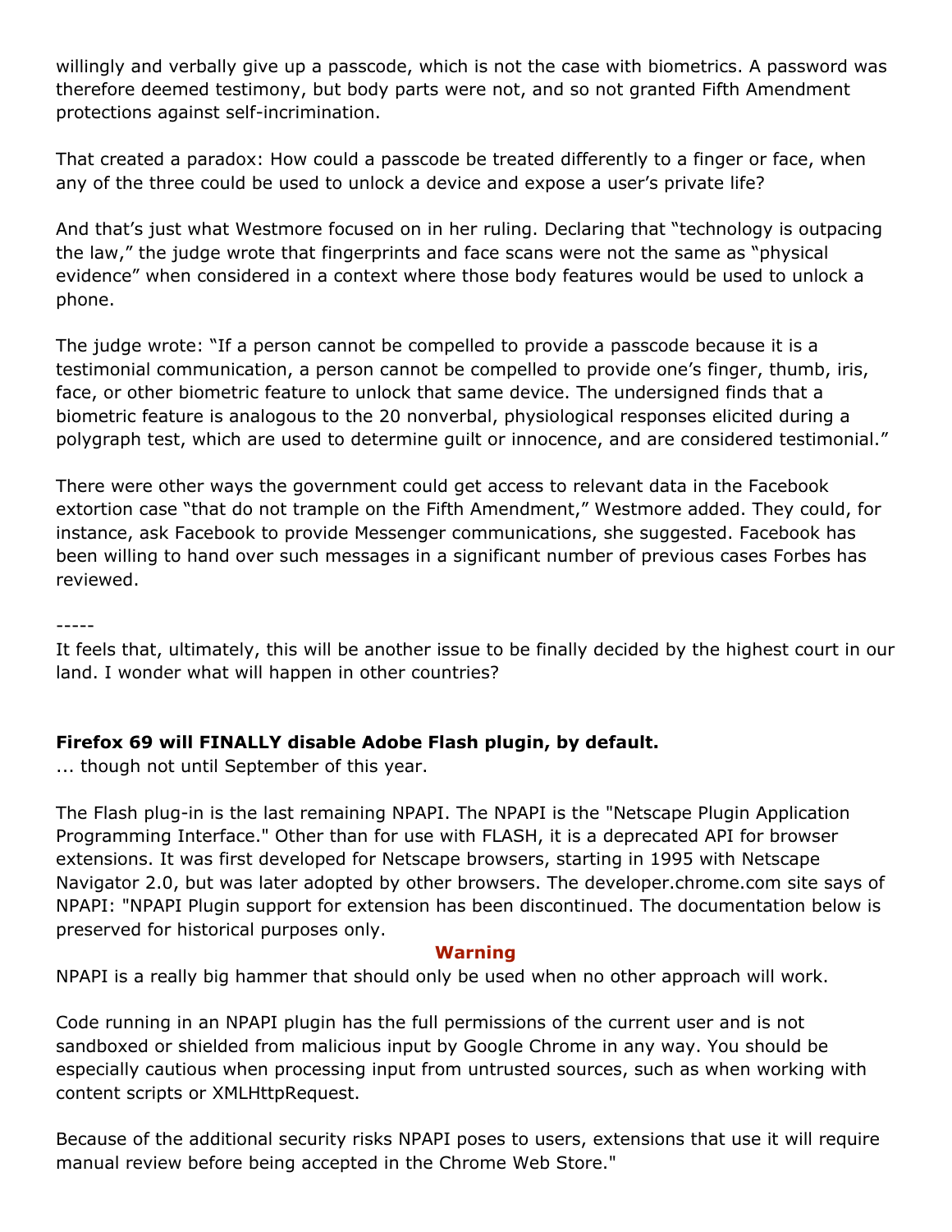willingly and verbally give up a passcode, which is not the case with biometrics. A password was therefore deemed testimony, but body parts were not, and so not granted Fifth Amendment protections against self-incrimination.

That created a paradox: How could a passcode be treated differently to a finger or face, when any of the three could be used to unlock a device and expose a user's private life?

And that's just what Westmore focused on in her ruling. Declaring that "technology is outpacing the law," the judge wrote that fingerprints and face scans were not the same as "physical evidence" when considered in a context where those body features would be used to unlock a phone.

The judge wrote: "If a person cannot be compelled to provide a passcode because it is a testimonial communication, a person cannot be compelled to provide one's finger, thumb, iris, face, or other biometric feature to unlock that same device. The undersigned finds that a biometric feature is analogous to the 20 nonverbal, physiological responses elicited during a polygraph test, which are used to determine guilt or innocence, and are considered testimonial."

There were other ways the government could get access to relevant data in the Facebook extortion case "that do not trample on the Fifth Amendment," Westmore added. They could, for instance, ask Facebook to provide Messenger communications, she suggested. Facebook has been willing to hand over such messages in a significant number of previous cases Forbes has reviewed.

-----

It feels that, ultimately, this will be another issue to be finally decided by the highest court in our land. I wonder what will happen in other countries?

**Firefox 69 will FINALLY disable Adobe Flash plugin, by default.**
... though not until September of this year.

The Flash plug-in is the last remaining NPAPI. The NPAPI is the "Netscape Plugin Application Programming Interface." Other than for use with FLASH, it is a deprecated API for browser extensions. It was first developed for Netscape browsers, starting in 1995 with Netscape Navigator 2.0, but was later adopted by other browsers. The developer.chrome.com site says of NPAPI: "NPAPI Plugin support for extension has been discontinued. The documentation below is preserved for historical purposes only.

**Warning**

NPAPI is a really big hammer that should only be used when no other approach will work.

Code running in an NPAPI plugin has the full permissions of the current user and is not sandboxed or shielded from malicious input by Google Chrome in any way. You should be especially cautious when processing input from untrusted sources, such as when working with content scripts or XMLHttpRequest.

Because of the additional security risks NPAPI poses to users, extensions that use it will require manual review before being accepted in the Chrome Web Store."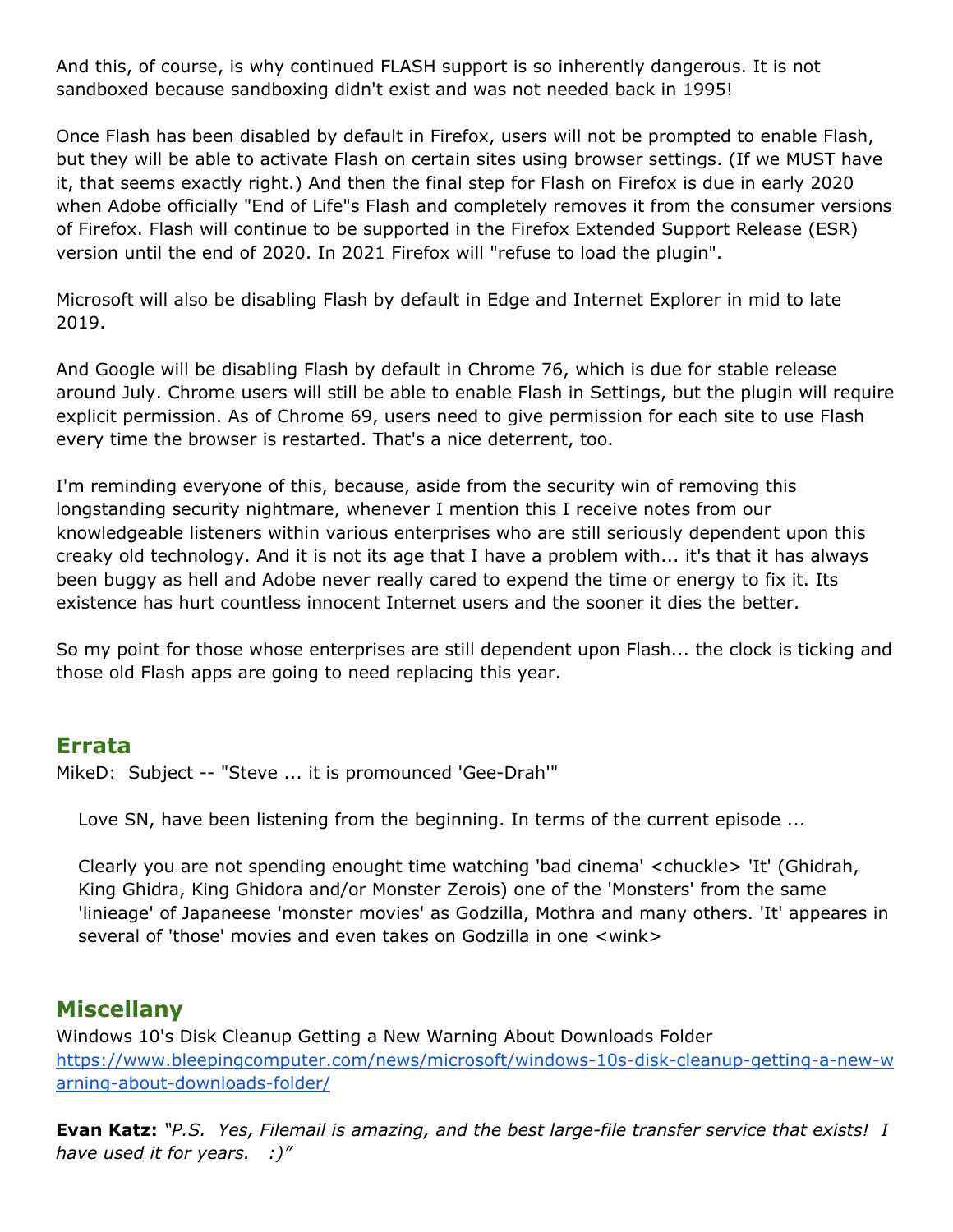And this, of course, is why continued FLASH support is so inherently dangerous. It is not sandboxed because sandboxing didn't exist and was not needed back in 1995!

Once Flash has been disabled by default in Firefox, users will not be prompted to enable Flash, but they will be able to activate Flash on certain sites using browser settings. (If we MUST have it, that seems exactly right.) And then the final step for Flash on Firefox is due in early 2020 when Adobe officially "End of Life"s Flash and completely removes it from the consumer versions of Firefox. Flash will continue to be supported in the Firefox Extended Support Release (ESR) version until the end of 2020. In 2021 Firefox will "refuse to load the plugin".

Microsoft will also be disabling Flash by default in Edge and Internet Explorer in mid to late 2019.

And Google will be disabling Flash by default in Chrome 76, which is due for stable release around July. Chrome users will still be able to enable Flash in Settings, but the plugin will require explicit permission. As of Chrome 69, users need to give permission for each site to use Flash every time the browser is restarted. That's a nice deterrent, too.

I'm reminding everyone of this, because, aside from the security win of removing this longstanding security nightmare, whenever I mention this I receive notes from our knowledgeable listeners within various enterprises who are still seriously dependent upon this creaky old technology. And it is not its age that I have a problem with... it's that it has always been buggy as hell and Adobe never really cared to expend the time or energy to fix it. Its existence has hurt countless innocent Internet users and the sooner it dies the better.

So my point for those whose enterprises are still dependent upon Flash... the clock is ticking and those old Flash apps are going to need replacing this year.

## Errata

MikeD: Subject -- "Steve ... it is promounced 'Gee-Drah'"

> Love SN, have been listening from the beginning. In terms of the current episode ...
>
> Clearly you are not spending enought time watching 'bad cinema' <chuckle> 'It' (Ghidrah, King Ghidra, King Ghidora and/or Monster Zerois) one of the 'Monsters' from the same 'linieage' of Japaneese 'monster movies' as Godzilla, Mothra and many others. 'It' appeares in several of 'those' movies and even takes on Godzilla in one <wink>

## Miscellany

Windows 10's Disk Cleanup Getting a New Warning About Downloads Folder
https://www.bleepingcomputer.com/news/microsoft/windows-10s-disk-cleanup-getting-a-new-warning-about-downloads-folder/

**Evan Katz:** *"P.S. Yes, Filemail is amazing, and the best large-file transfer service that exists! I have used it for years. :)"*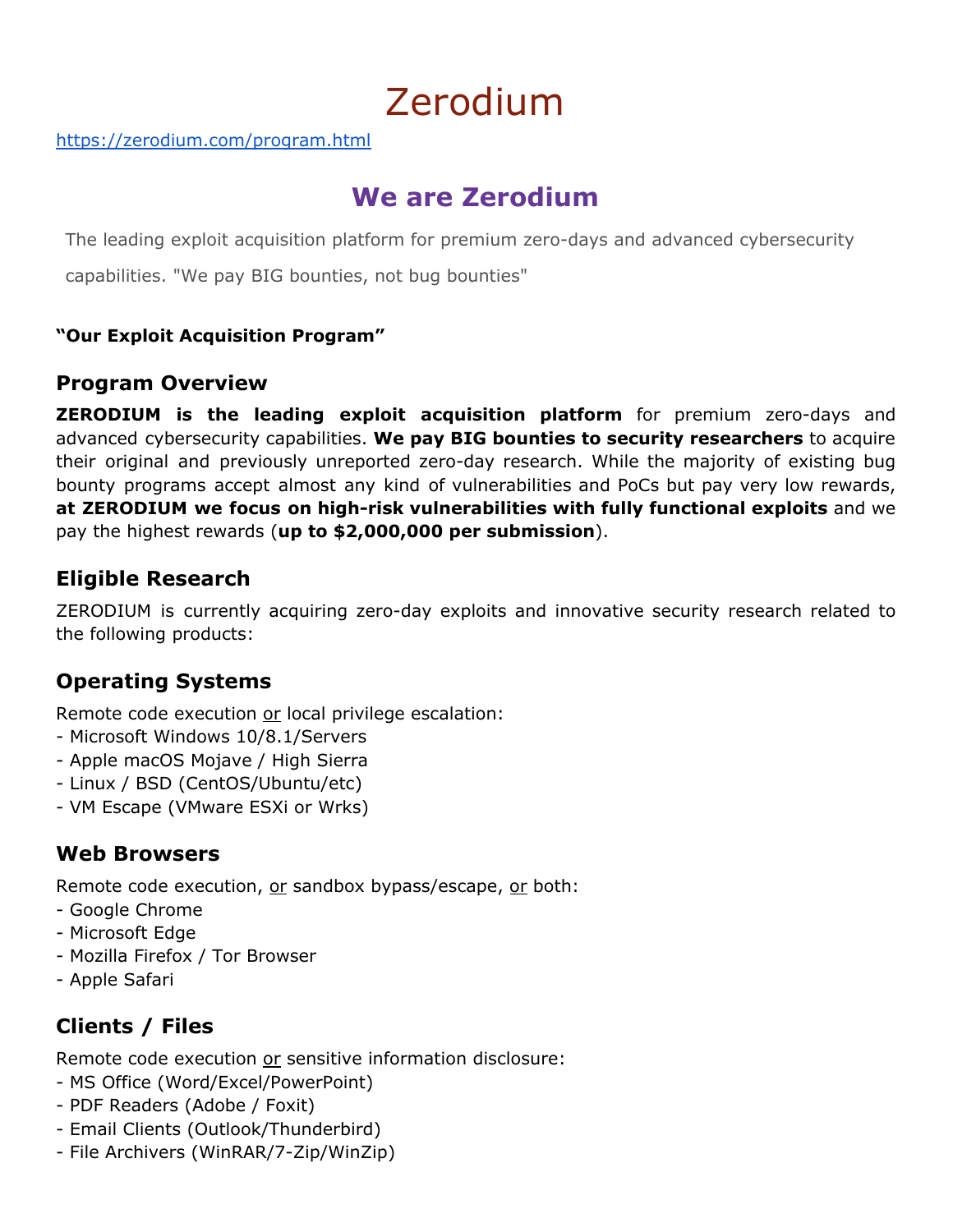# Zerodium

https://zerodium.com/program.html

## We are Zerodium

The leading exploit acquisition platform for premium zero-days and advanced cybersecurity capabilities. "We pay BIG bounties, not bug bounties"

**"Our Exploit Acquisition Program"**

### Program Overview

**ZERODIUM is the leading exploit acquisition platform** for premium zero-days and advanced cybersecurity capabilities. **We pay BIG bounties to security researchers** to acquire their original and previously unreported zero-day research. While the majority of existing bug bounty programs accept almost any kind of vulnerabilities and PoCs but pay very low rewards, **at ZERODIUM we focus on high-risk vulnerabilities with fully functional exploits** and we pay the highest rewards (**up to $2,000,000 per submission**).

### Eligible Research

ZERODIUM is currently acquiring zero-day exploits and innovative security research related to the following products:

### Operating Systems

Remote code execution or local privilege escalation:
- Microsoft Windows 10/8.1/Servers
- Apple macOS Mojave / High Sierra
- Linux / BSD (CentOS/Ubuntu/etc)
- VM Escape (VMware ESXi or Wrks)

### Web Browsers

Remote code execution, or sandbox bypass/escape, or both:
- Google Chrome
- Microsoft Edge
- Mozilla Firefox / Tor Browser
- Apple Safari

### Clients / Files

Remote code execution or sensitive information disclosure:
- MS Office (Word/Excel/PowerPoint)
- PDF Readers (Adobe / Foxit)
- Email Clients (Outlook/Thunderbird)
- File Archivers (WinRAR/7-Zip/WinZip)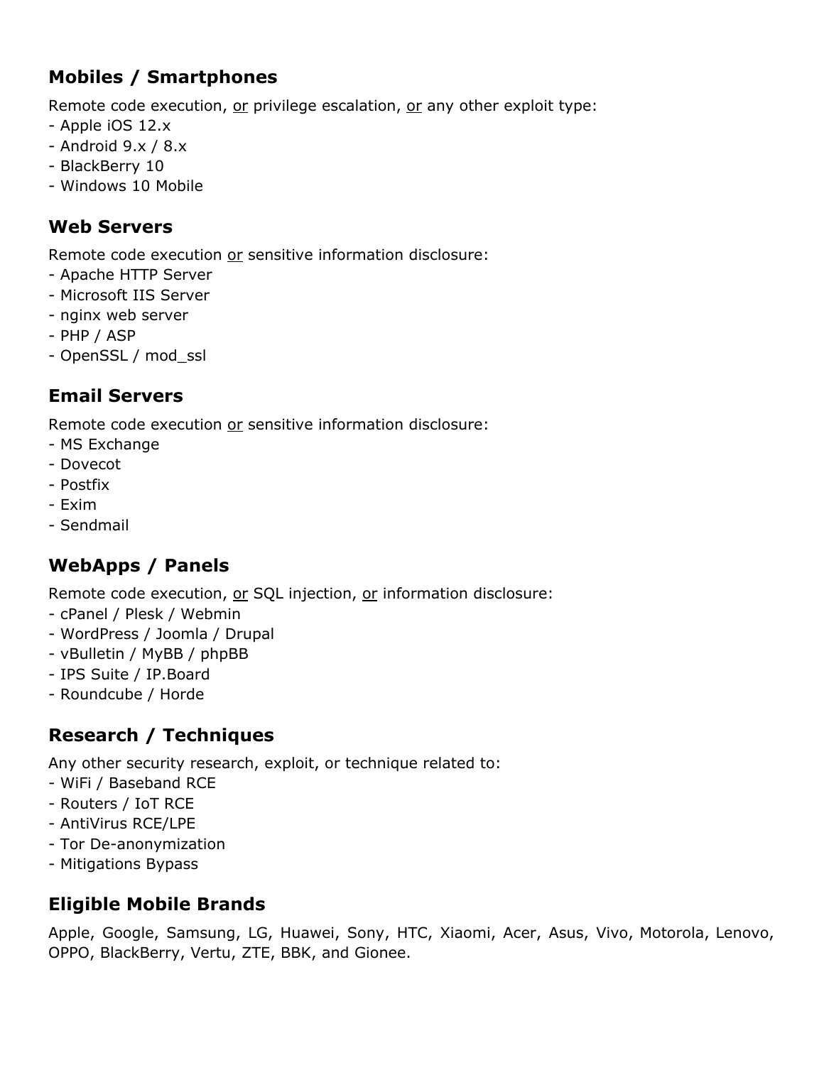## Mobiles / Smartphones

Remote code execution, or privilege escalation, or any other exploit type:
- Apple iOS 12.x
- Android 9.x / 8.x
- BlackBerry 10
- Windows 10 Mobile

## Web Servers

Remote code execution or sensitive information disclosure:
- Apache HTTP Server
- Microsoft IIS Server
- nginx web server
- PHP / ASP
- OpenSSL / mod_ssl

## Email Servers

Remote code execution or sensitive information disclosure:
- MS Exchange
- Dovecot
- Postfix
- Exim
- Sendmail

## WebApps / Panels

Remote code execution, or SQL injection, or information disclosure:
- cPanel / Plesk / Webmin
- WordPress / Joomla / Drupal
- vBulletin / MyBB / phpBB
- IPS Suite / IP.Board
- Roundcube / Horde

## Research / Techniques

Any other security research, exploit, or technique related to:
- WiFi / Baseband RCE
- Routers / IoT RCE
- AntiVirus RCE/LPE
- Tor De-anonymization
- Mitigations Bypass

## Eligible Mobile Brands

Apple, Google, Samsung, LG, Huawei, Sony, HTC, Xiaomi, Acer, Asus, Vivo, Motorola, Lenovo, OPPO, BlackBerry, Vertu, ZTE, BBK, and Gionee.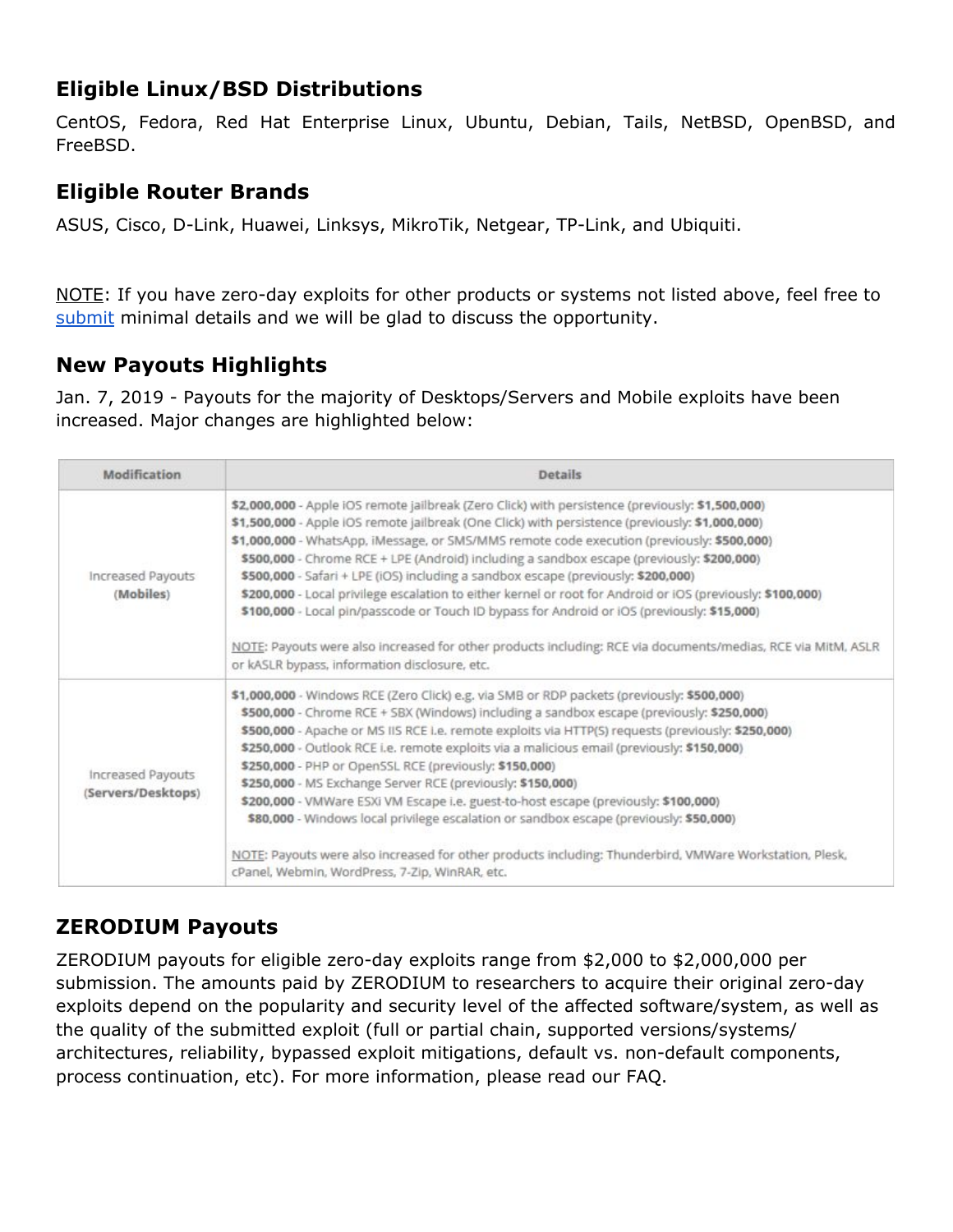## Eligible Linux/BSD Distributions

CentOS, Fedora, Red Hat Enterprise Linux, Ubuntu, Debian, Tails, NetBSD, OpenBSD, and FreeBSD.

## Eligible Router Brands

ASUS, Cisco, D-Link, Huawei, Linksys, MikroTik, Netgear, TP-Link, and Ubiquiti.

NOTE: If you have zero-day exploits for other products or systems not listed above, feel free to submit minimal details and we will be glad to discuss the opportunity.

## New Payouts Highlights

Jan. 7, 2019 - Payouts for the majority of Desktops/Servers and Mobile exploits have been increased. Major changes are highlighted below:

| Modification | Details |
| --- | --- |
| Increased Payouts (**Mobiles**) | **$2,000,000** - Apple iOS remote jailbreak (Zero Click) with persistence (previously: **$1,500,000**)<br>**$1,500,000** - Apple iOS remote jailbreak (One Click) with persistence (previously: **$1,000,000**)<br>**$1,000,000** - WhatsApp, iMessage, or SMS/MMS remote code execution (previously: **$500,000**)<br>**$500,000** - Chrome RCE + LPE (Android) including a sandbox escape (previously: **$200,000**)<br>**$500,000** - Safari + LPE (iOS) including a sandbox escape (previously: **$200,000**)<br>**$200,000** - Local privilege escalation to either kernel or root for Android or iOS (previously: **$100,000**)<br>**$100,000** - Local pin/passcode or Touch ID bypass for Android or iOS (previously: **$15,000**)<br><br>NOTE: Payouts were also increased for other products including: RCE via documents/medias, RCE via MitM, ASLR or kASLR bypass, information disclosure, etc. |
| Increased Payouts (**Servers/Desktops**) | **$1,000,000** - Windows RCE (Zero Click) e.g. via SMB or RDP packets (previously: **$500,000**)<br>**$500,000** - Chrome RCE + SBX (Windows) including a sandbox escape (previously: **$250,000**)<br>**$500,000** - Apache or MS IIS RCE i.e. remote exploits via HTTP(S) requests (previously: **$250,000**)<br>**$250,000** - Outlook RCE i.e. remote exploits via a malicious email (previously: **$150,000**)<br>**$250,000** - PHP or OpenSSL RCE (previously: **$150,000**)<br>**$250,000** - MS Exchange Server RCE (previously: **$150,000**)<br>**$200,000** - VMWare ESXi VM Escape i.e. guest-to-host escape (previously: **$100,000**)<br>**$80,000** - Windows local privilege escalation or sandbox escape (previously: **$50,000**)<br><br>NOTE: Payouts were also increased for other products including: Thunderbird, VMWare Workstation, Plesk, cPanel, Webmin, WordPress, 7-Zip, WinRAR, etc. |

## ZERODIUM Payouts

ZERODIUM payouts for eligible zero-day exploits range from $2,000 to $2,000,000 per submission. The amounts paid by ZERODIUM to researchers to acquire their original zero-day exploits depend on the popularity and security level of the affected software/system, as well as the quality of the submitted exploit (full or partial chain, supported versions/systems/ architectures, reliability, bypassed exploit mitigations, default vs. non-default components, process continuation, etc). For more information, please read our FAQ.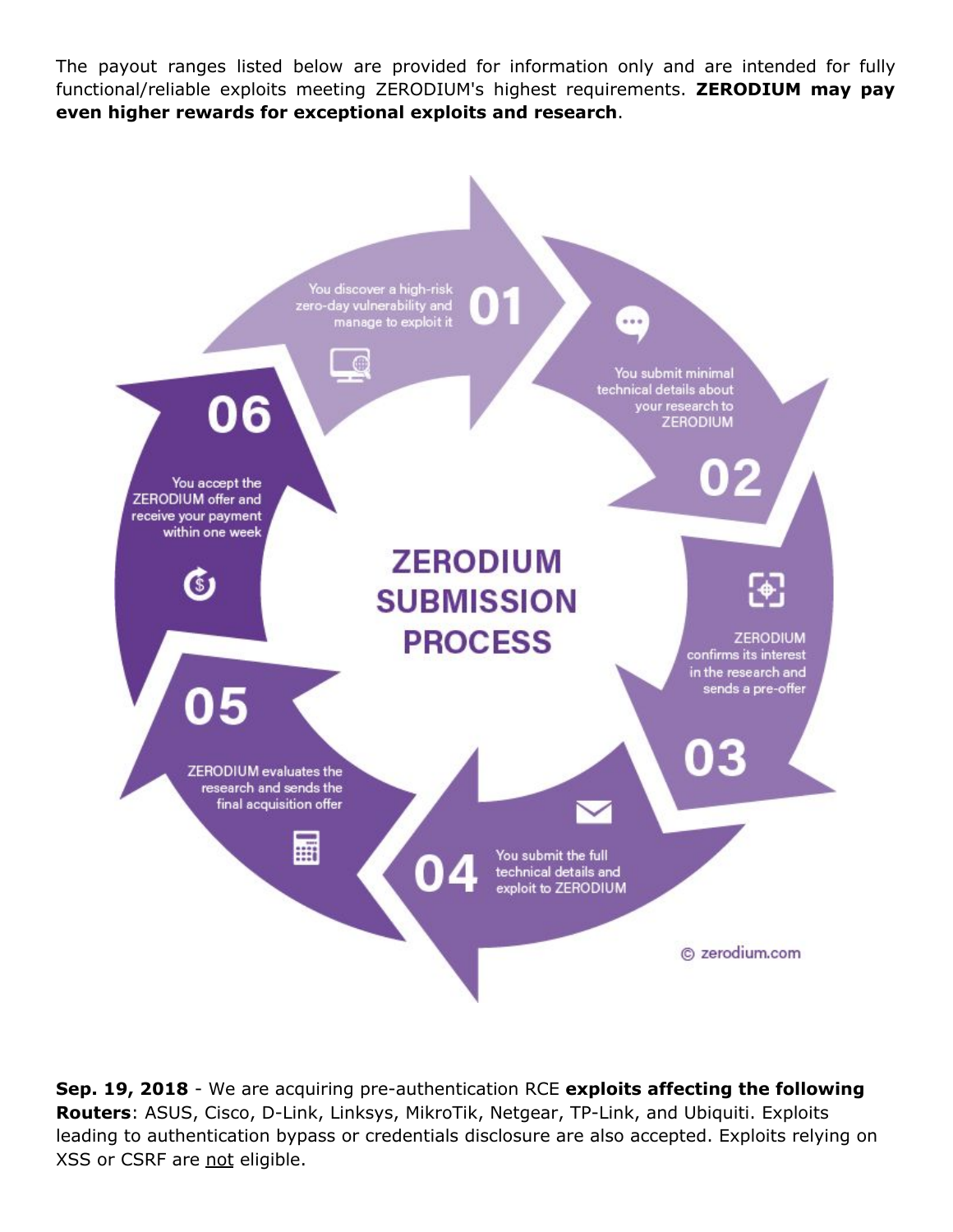The payout ranges listed below are provided for information only and are intended for fully functional/reliable exploits meeting ZERODIUM's highest requirements. **ZERODIUM may pay even higher rewards for exceptional exploits and research**.

**ZERODIUM SUBMISSION PROCESS**

01 You discover a high-risk zero-day vulnerability and manage to exploit it

02 You submit minimal technical details about your research to ZERODIUM

03 ZERODIUM confirms its interest in the research and sends a pre-offer

04 You submit the full technical details and exploit to ZERODIUM

05 ZERODIUM evaluates the research and sends the final acquisition offer

06 You accept the ZERODIUM offer and receive your payment within one week

© zerodium.com

**Sep. 19, 2018** - We are acquiring pre-authentication RCE **exploits affecting the following Routers**: ASUS, Cisco, D-Link, Linksys, MikroTik, Netgear, TP-Link, and Ubiquiti. Exploits leading to authentication bypass or credentials disclosure are also accepted. Exploits relying on XSS or CSRF are <u>not</u> eligible.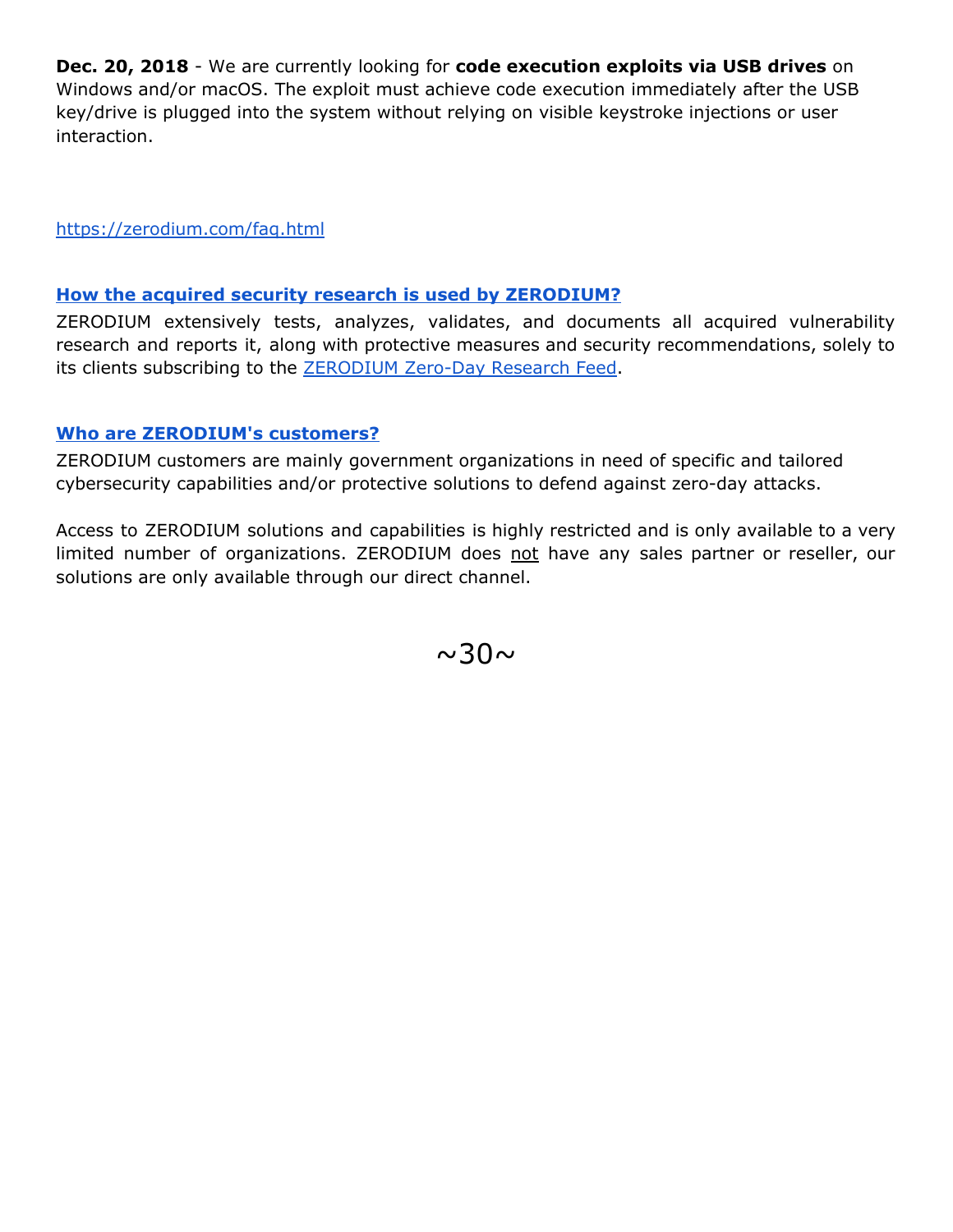**Dec. 20, 2018** - We are currently looking for **code execution exploits via USB drives** on Windows and/or macOS. The exploit must achieve code execution immediately after the USB key/drive is plugged into the system without relying on visible keystroke injections or user interaction.

https://zerodium.com/faq.html

### How the acquired security research is used by ZERODIUM?

ZERODIUM extensively tests, analyzes, validates, and documents all acquired vulnerability research and reports it, along with protective measures and security recommendations, solely to its clients subscribing to the ZERODIUM Zero-Day Research Feed.

### Who are ZERODIUM's customers?

ZERODIUM customers are mainly government organizations in need of specific and tailored cybersecurity capabilities and/or protective solutions to defend against zero-day attacks.

Access to ZERODIUM solutions and capabilities is highly restricted and is only available to a very limited number of organizations. ZERODIUM does not have any sales partner or reseller, our solutions are only available through our direct channel.

~30~